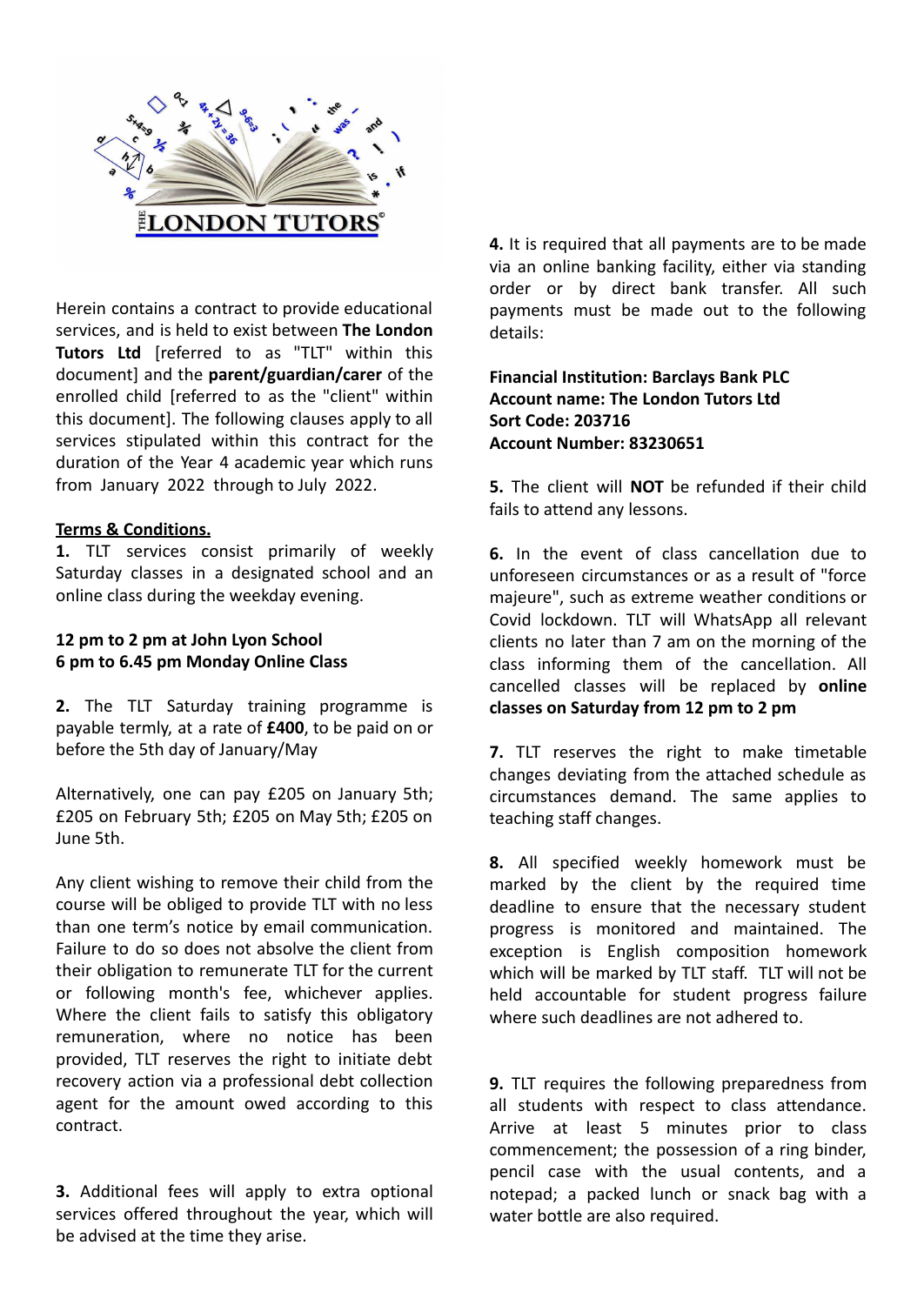**THE LONDON TUTORS**

Herein contains a contract to provide educational services, and is held to exist between **The London Tutors Ltd** [referred to as "TLT" within this document] and the **parent/guardian/carer** of the enrolled child [referred to as the "client" within this document]. The following clauses apply to all services stipulated within this contract for the duration of the Year 4 academic year which runs from January 2022 through to July 2022.

**Terms & Conditions.**

**1.** TLT services consist primarily of weekly Saturday classes in a designated school and an online class during the weekday evening.

**12 pm to 2 pm at John Lyon School**
**6 pm to 6.45 pm Monday Online Class**

**2.** The TLT Saturday training programme is payable termly, at a rate of **£400**, to be paid on or before the 5th day of January/May

Alternatively, one can pay £205 on January 5th; £205 on February 5th; £205 on May 5th; £205 on June 5th.

Any client wishing to remove their child from the course will be obliged to provide TLT with no less than one term's notice by email communication. Failure to do so does not absolve the client from their obligation to remunerate TLT for the current or following month's fee, whichever applies. Where the client fails to satisfy this obligatory remuneration, where no notice has been provided, TLT reserves the right to initiate debt recovery action via a professional debt collection agent for the amount owed according to this contract.

**3.** Additional fees will apply to extra optional services offered throughout the year, which will be advised at the time they arise.

**4.** It is required that all payments are to be made via an online banking facility, either via standing order or by direct bank transfer. All such payments must be made out to the following details:

**Financial Institution: Barclays Bank PLC**
**Account name: The London Tutors Ltd**
**Sort Code: 203716**
**Account Number: 83230651**

**5.** The client will **NOT** be refunded if their child fails to attend any lessons.

**6.** In the event of class cancellation due to unforeseen circumstances or as a result of "force majeure", such as extreme weather conditions or Covid lockdown. TLT will WhatsApp all relevant clients no later than 7 am on the morning of the class informing them of the cancellation. All cancelled classes will be replaced by **online classes on Saturday from 12 pm to 2 pm**

**7.** TLT reserves the right to make timetable changes deviating from the attached schedule as circumstances demand. The same applies to teaching staff changes.

**8.** All specified weekly homework must be marked by the client by the required time deadline to ensure that the necessary student progress is monitored and maintained. The exception is English composition homework which will be marked by TLT staff. TLT will not be held accountable for student progress failure where such deadlines are not adhered to.

**9.** TLT requires the following preparedness from all students with respect to class attendance. Arrive at least 5 minutes prior to class commencement; the possession of a ring binder, pencil case with the usual contents, and a notepad; a packed lunch or snack bag with a water bottle are also required.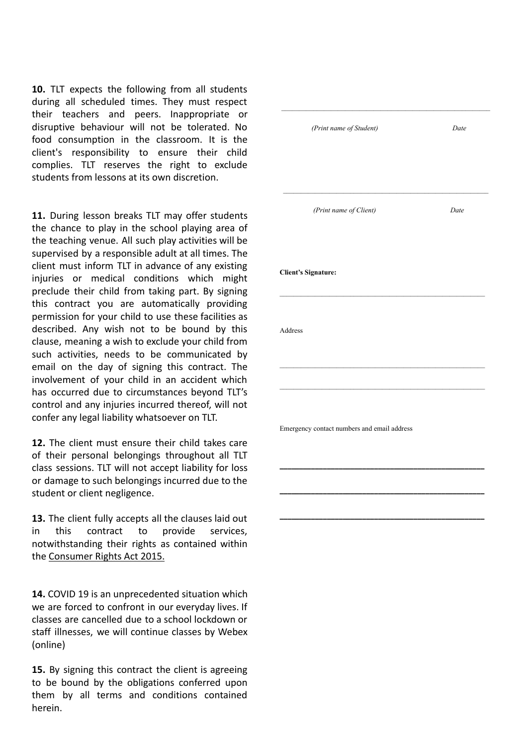**10.** TLT expects the following from all students during all scheduled times. They must respect their teachers and peers. Inappropriate or disruptive behaviour will not be tolerated. No food consumption in the classroom. It is the client's responsibility to ensure their child complies. TLT reserves the right to exclude students from lessons at its own discretion.

**11.** During lesson breaks TLT may offer students the chance to play in the school playing area of the teaching venue. All such play activities will be supervised by a responsible adult at all times. The client must inform TLT in advance of any existing injuries or medical conditions which might preclude their child from taking part. By signing this contract you are automatically providing permission for your child to use these facilities as described. Any wish not to be bound by this clause, meaning a wish to exclude your child from such activities, needs to be communicated by email on the day of signing this contract. The involvement of your child in an accident which has occurred due to circumstances beyond TLT's control and any injuries incurred thereof, will not confer any legal liability whatsoever on TLT.

**12.** The client must ensure their child takes care of their personal belongings throughout all TLT class sessions. TLT will not accept liability for loss or damage to such belongings incurred due to the student or client negligence.

**13.** The client fully accepts all the clauses laid out in this contract to provide services, notwithstanding their rights as contained within the Consumer Rights Act 2015.

**14.** COVID 19 is an unprecedented situation which we are forced to confront in our everyday lives. If classes are cancelled due to a school lockdown or staff illnesses, we will continue classes by Webex (online)

**15.** By signing this contract the client is agreeing to be bound by the obligations conferred upon them by all terms and conditions contained herein.

\_\_\_\_\_\_\_\_\_\_\_\_\_\_\_\_\_\_\_\_\_\_\_\_\_\_\_\_\_\_\_\_\_\_\_\_\_\_\_\_\_\_\_\_

*(Print name of Student)* *Date*

\_\_\_\_\_\_\_\_\_\_\_\_\_\_\_\_\_\_\_\_\_\_\_\_\_\_\_\_\_\_\_\_\_\_\_\_\_\_\_\_\_\_\_\_

*(Print name of Client)* *Date*

**Client's Signature:**

\_\_\_\_\_\_\_\_\_\_\_\_\_\_\_\_\_\_\_\_\_\_\_\_\_\_\_\_\_\_\_\_\_\_\_\_\_\_\_\_\_\_\_\_

Address

\_\_\_\_\_\_\_\_\_\_\_\_\_\_\_\_\_\_\_\_\_\_\_\_\_\_\_\_\_\_\_\_\_\_\_\_\_\_\_\_\_\_\_\_

\_\_\_\_\_\_\_\_\_\_\_\_\_\_\_\_\_\_\_\_\_\_\_\_\_\_\_\_\_\_\_\_\_\_\_\_\_\_\_\_\_\_\_\_

Emergency contact numbers and email address

\_\_\_\_\_\_\_\_\_\_\_\_\_\_\_\_\_\_\_\_\_\_\_\_\_\_\_\_\_\_\_\_\_\_\_\_\_\_\_\_\_\_\_\_

\_\_\_\_\_\_\_\_\_\_\_\_\_\_\_\_\_\_\_\_\_\_\_\_\_\_\_\_\_\_\_\_\_\_\_\_\_\_\_\_\_\_\_\_

\_\_\_\_\_\_\_\_\_\_\_\_\_\_\_\_\_\_\_\_\_\_\_\_\_\_\_\_\_\_\_\_\_\_\_\_\_\_\_\_\_\_\_\_